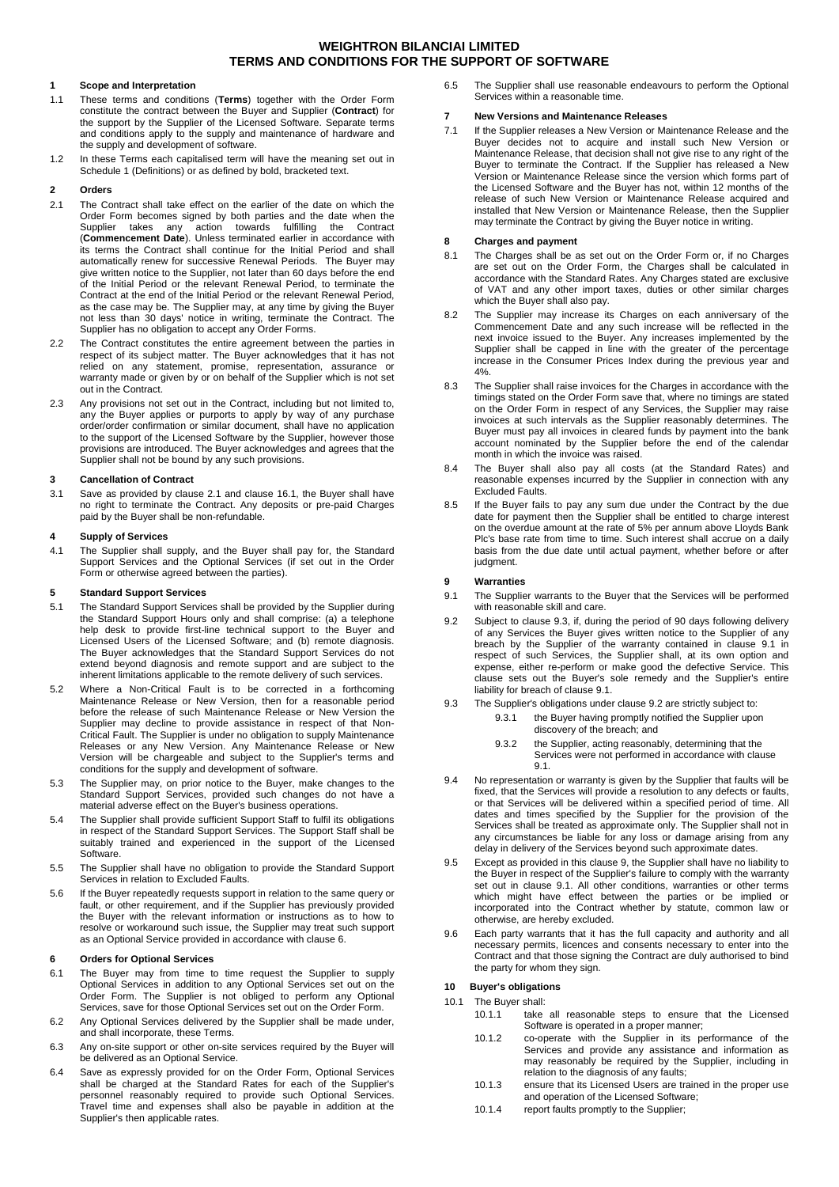# WEIGHTRON BILANCIAI LIMITED
# TERMS AND CONDITIONS FOR THE SUPPORT OF SOFTWARE

## 1 Scope and Interpretation

1.1 These terms and conditions (**Terms**) together with the Order Form constitute the contract between the Buyer and Supplier (**Contract**) for the support by the Supplier of the Licensed Software. Separate terms and conditions apply to the supply and maintenance of hardware and the supply and development of software.

1.2 In these Terms each capitalised term will have the meaning set out in Schedule 1 (Definitions) or as defined by bold, bracketed text.

## 2 Orders

2.1 The Contract shall take effect on the earlier of the date on which the Order Form becomes signed by both parties and the date when the Supplier takes any action towards fulfilling the Contract (**Commencement Date**). Unless terminated earlier in accordance with its terms the Contract shall continue for the Initial Period and shall automatically renew for successive Renewal Periods. The Buyer may give written notice to the Supplier, not later than 60 days before the end of the Initial Period or the relevant Renewal Period, to terminate the Contract at the end of the Initial Period or the relevant Renewal Period, as the case may be. The Supplier may, at any time by giving the Buyer not less than 30 days' notice in writing, terminate the Contract. The Supplier has no obligation to accept any Order Forms.

2.2 The Contract constitutes the entire agreement between the parties in respect of its subject matter. The Buyer acknowledges that it has not relied on any statement, promise, representation, assurance or warranty made or given by or on behalf of the Supplier which is not set out in the Contract.

2.3 Any provisions not set out in the Contract, including but not limited to, any the Buyer applies or purports to apply by way of any purchase order/order confirmation or similar document, shall have no application to the support of the Licensed Software by the Supplier, however those provisions are introduced. The Buyer acknowledges and agrees that the Supplier shall not be bound by any such provisions.

## 3 Cancellation of Contract

3.1 Save as provided by clause 2.1 and clause 16.1, the Buyer shall have no right to terminate the Contract. Any deposits or pre-paid Charges paid by the Buyer shall be non-refundable.

## 4 Supply of Services

4.1 The Supplier shall supply, and the Buyer shall pay for, the Standard Support Services and the Optional Services (if set out in the Order Form or otherwise agreed between the parties).

## 5 Standard Support Services

5.1 The Standard Support Services shall be provided by the Supplier during the Standard Support Hours only and shall comprise: (a) a telephone help desk to provide first-line technical support to the Buyer and Licensed Users of the Licensed Software; and (b) remote diagnosis. The Buyer acknowledges that the Standard Support Services do not extend beyond diagnosis and remote support and are subject to the inherent limitations applicable to the remote delivery of such services.

5.2 Where a Non-Critical Fault is to be corrected in a forthcoming Maintenance Release or New Version, then for a reasonable period before the release of such Maintenance Release or New Version the Supplier may decline to provide assistance in respect of that Non-Critical Fault. The Supplier is under no obligation to supply Maintenance Releases or any New Version. Any Maintenance Release or New Version will be chargeable and subject to the Supplier's terms and conditions for the supply and development of software.

5.3 The Supplier may, on prior notice to the Buyer, make changes to the Standard Support Services, provided such changes do not have a material adverse effect on the Buyer's business operations.

5.4 The Supplier shall provide sufficient Support Staff to fulfil its obligations in respect of the Standard Support Services. The Support Staff shall be suitably trained and experienced in the support of the Licensed Software.

5.5 The Supplier shall have no obligation to provide the Standard Support Services in relation to Excluded Faults.

5.6 If the Buyer repeatedly requests support in relation to the same query or fault, or other requirement, and if the Supplier has previously provided the Buyer with the relevant information or instructions as to how to resolve or workaround such issue, the Supplier may treat such support as an Optional Service provided in accordance with clause 6.

## 6 Orders for Optional Services

6.1 The Buyer may from time to time request the Supplier to supply Optional Services in addition to any Optional Services set out on the Order Form. The Supplier is not obliged to perform any Optional Services, save for those Optional Services set out on the Order Form.

6.2 Any Optional Services delivered by the Supplier shall be made under, and shall incorporate, these Terms.

6.3 Any on-site support or other on-site services required by the Buyer will be delivered as an Optional Service.

6.4 Save as expressly provided for on the Order Form, Optional Services shall be charged at the Standard Rates for each of the Supplier's personnel reasonably required to provide such Optional Services. Travel time and expenses shall also be payable in addition at the Supplier's then applicable rates.

6.5 The Supplier shall use reasonable endeavours to perform the Optional Services within a reasonable time.

## 7 New Versions and Maintenance Releases

7.1 If the Supplier releases a New Version or Maintenance Release and the Buyer decides not to acquire and install such New Version or Maintenance Release, that decision shall not give rise to any right of the Buyer to terminate the Contract. If the Supplier has released a New Version or Maintenance Release since the version which forms part of the Licensed Software and the Buyer has not, within 12 months of the release of such New Version or Maintenance Release acquired and installed that New Version or Maintenance Release, then the Supplier may terminate the Contract by giving the Buyer notice in writing.

## 8 Charges and payment

8.1 The Charges shall be as set out on the Order Form or, if no Charges are set out on the Order Form, the Charges shall be calculated in accordance with the Standard Rates. Any Charges stated are exclusive of VAT and any other import taxes, duties or other similar charges which the Buyer shall also pay.

8.2 The Supplier may increase its Charges on each anniversary of the Commencement Date and any such increase will be reflected in the next invoice issued to the Buyer. Any increases implemented by the Supplier shall be capped in line with the greater of the percentage increase in the Consumer Prices Index during the previous year and 4%.

8.3 The Supplier shall raise invoices for the Charges in accordance with the timings stated on the Order Form save that, where no timings are stated on the Order Form in respect of any Services, the Supplier may raise invoices at such intervals as the Supplier reasonably determines. The Buyer must pay all invoices in cleared funds by payment into the bank account nominated by the Supplier before the end of the calendar month in which the invoice was raised.

8.4 The Buyer shall also pay all costs (at the Standard Rates) and reasonable expenses incurred by the Supplier in connection with any Excluded Faults.

8.5 If the Buyer fails to pay any sum due under the Contract by the due date for payment then the Supplier shall be entitled to charge interest on the overdue amount at the rate of 5% per annum above Lloyds Bank Plc's base rate from time to time. Such interest shall accrue on a daily basis from the due date until actual payment, whether before or after judgment.

## 9 Warranties

9.1 The Supplier warrants to the Buyer that the Services will be performed with reasonable skill and care.

9.2 Subject to clause 9.3, if, during the period of 90 days following delivery of any Services the Buyer gives written notice to the Supplier of any breach by the Supplier of the warranty contained in clause 9.1 in respect of such Services, the Supplier shall, at its own option and expense, either re-perform or make good the defective Service. This clause sets out the Buyer's sole remedy and the Supplier's entire liability for breach of clause 9.1.

9.3 The Supplier's obligations under clause 9.2 are strictly subject to:

- 9.3.1 the Buyer having promptly notified the Supplier upon discovery of the breach; and
- 9.3.2 the Supplier, acting reasonably, determining that the Services were not performed in accordance with clause 9.1.

9.4 No representation or warranty is given by the Supplier that faults will be fixed, that the Services will provide a resolution to any defects or faults, or that Services will be delivered within a specified period of time. All dates and times specified by the Supplier for the provision of the Services shall be treated as approximate only. The Supplier shall not in any circumstances be liable for any loss or damage arising from any delay in delivery of the Services beyond such approximate dates.

9.5 Except as provided in this clause 9, the Supplier shall have no liability to the Buyer in respect of the Supplier's failure to comply with the warranty set out in clause 9.1. All other conditions, warranties or other terms which might have effect between the parties or be implied or incorporated into the Contract whether by statute, common law or otherwise, are hereby excluded.

9.6 Each party warrants that it has the full capacity and authority and all necessary permits, licences and consents necessary to enter into the Contract and that those signing the Contract are duly authorised to bind the party for whom they sign.

## 10 Buyer's obligations

10.1 The Buyer shall:

- 10.1.1 take all reasonable steps to ensure that the Licensed Software is operated in a proper manner;
- 10.1.2 co-operate with the Supplier in its performance of the Services and provide any assistance and information as may reasonably be required by the Supplier, including in relation to the diagnosis of any faults;
- 10.1.3 ensure that its Licensed Users are trained in the proper use and operation of the Licensed Software;
- 10.1.4 report faults promptly to the Supplier;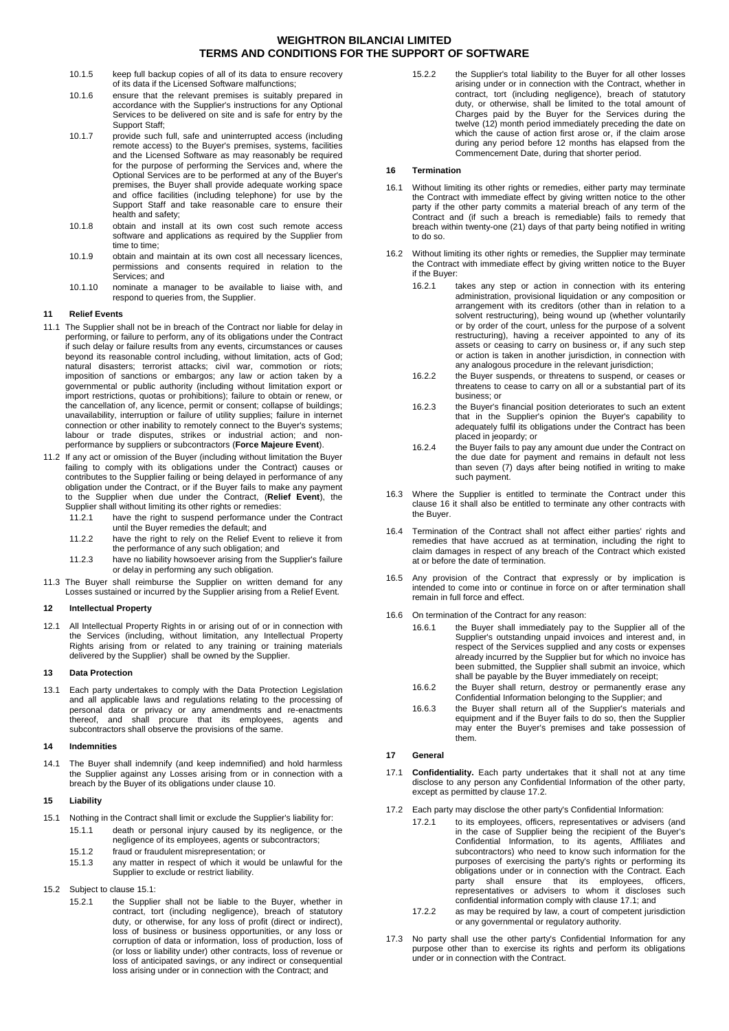- 10.1.5 keep full backup copies of all of its data to ensure recovery of its data if the Licensed Software malfunctions;
- 10.1.6 ensure that the relevant premises is suitably prepared in accordance with the Supplier's instructions for any Optional Services to be delivered on site and is safe for entry by the Support Staff;
- 10.1.7 provide such full, safe and uninterrupted access (including remote access) to the Buyer's premises, systems, facilities and the Licensed Software as may reasonably be required for the purpose of performing the Services and, where the Optional Services are to be performed at any of the Buyer's premises, the Buyer shall provide adequate working space and office facilities (including telephone) for use by the Support Staff and take reasonable care to ensure their health and safety;
- 10.1.8 obtain and install at its own cost such remote access software and applications as required by the Supplier from time to time;
- 10.1.9 obtain and maintain at its own cost all necessary licences, permissions and consents required in relation to the Services; and
- 10.1.10 nominate a manager to be available to liaise with, and respond to queries from, the Supplier.

### 11 Relief Events

11.1 The Supplier shall not be in breach of the Contract nor liable for delay in performing, or failure to perform, any of its obligations under the Contract if such delay or failure results from any events, circumstances or causes beyond its reasonable control including, without limitation, acts of God; natural disasters; terrorist attacks; civil war, commotion or riots; imposition of sanctions or embargos; any law or action taken by a governmental or public authority (including without limitation export or import restrictions, quotas or prohibitions); failure to obtain or renew, or the cancellation of, any licence, permit or consent; collapse of buildings; unavailability, interruption or failure of utility supplies; failure in internet connection or other inability to remotely connect to the Buyer's systems; labour or trade disputes, strikes or industrial action; and non-performance by suppliers or subcontractors (**Force Majeure Event**).

11.2 If any act or omission of the Buyer (including without limitation the Buyer failing to comply with its obligations under the Contract) causes or contributes to the Supplier failing or being delayed in performance of any obligation under the Contract, or if the Buyer fails to make any payment to the Supplier when due under the Contract, (**Relief Event**), the Supplier shall without limiting its other rights or remedies:

- 11.2.1 have the right to suspend performance under the Contract until the Buyer remedies the default; and
- 11.2.2 have the right to rely on the Relief Event to relieve it from the performance of any such obligation; and
- 11.2.3 have no liability howsoever arising from the Supplier's failure or delay in performing any such obligation.

11.3 The Buyer shall reimburse the Supplier on written demand for any Losses sustained or incurred by the Supplier arising from a Relief Event.

### 12 Intellectual Property

12.1 All Intellectual Property Rights in or arising out of or in connection with the Services (including, without limitation, any Intellectual Property Rights arising from or related to any training or training materials delivered by the Supplier) shall be owned by the Supplier.

### 13 Data Protection

13.1 Each party undertakes to comply with the Data Protection Legislation and all applicable laws and regulations relating to the processing of personal data or privacy or any amendments and re-enactments thereof, and shall procure that its employees, agents and subcontractors shall observe the provisions of the same.

### 14 Indemnities

14.1 The Buyer shall indemnify (and keep indemnified) and hold harmless the Supplier against any Losses arising from or in connection with a breach by the Buyer of its obligations under clause 10.

### 15 Liability

15.1 Nothing in the Contract shall limit or exclude the Supplier's liability for:

- 15.1.1 death or personal injury caused by its negligence, or the negligence of its employees, agents or subcontractors;
- 15.1.2 fraud or fraudulent misrepresentation; or
- 15.1.3 any matter in respect of which it would be unlawful for the Supplier to exclude or restrict liability.

15.2 Subject to clause 15.1:

- 15.2.1 the Supplier shall not be liable to the Buyer, whether in contract, tort (including negligence), breach of statutory duty, or otherwise, for any loss of profit (direct or indirect), loss of business or business opportunities, or any loss or corruption of data or information, loss of production, loss of (or loss or liability under) other contracts, loss of revenue or loss of anticipated savings, or any indirect or consequential loss arising under or in connection with the Contract; and
- 15.2.2 the Supplier's total liability to the Buyer for all other losses arising under or in connection with the Contract, whether in contract, tort (including negligence), breach of statutory duty, or otherwise, shall be limited to the total amount of Charges paid by the Buyer for the Services during the twelve (12) month period immediately preceding the date on which the cause of action first arose or, if the claim arose during any period before 12 months has elapsed from the Commencement Date, during that shorter period.

### 16 Termination

16.1 Without limiting its other rights or remedies, either party may terminate the Contract with immediate effect by giving written notice to the other party if the other party commits a material breach of any term of the Contract and (if such a breach is remediable) fails to remedy that breach within twenty-one (21) days of that party being notified in writing to do so.

16.2 Without limiting its other rights or remedies, the Supplier may terminate the Contract with immediate effect by giving written notice to the Buyer if the Buyer:

- 16.2.1 takes any step or action in connection with its entering administration, provisional liquidation or any composition or arrangement with its creditors (other than in relation to a solvent restructuring), being wound up (whether voluntarily or by order of the court, unless for the purpose of a solvent restructuring), having a receiver appointed to any of its assets or ceasing to carry on business or, if any such step or action is taken in another jurisdiction, in connection with any analogous procedure in the relevant jurisdiction;
- 16.2.2 the Buyer suspends, or threatens to suspend, or ceases or threatens to cease to carry on all or a substantial part of its business; or
- 16.2.3 the Buyer's financial position deteriorates to such an extent that in the Supplier's opinion the Buyer's capability to adequately fulfil its obligations under the Contract has been placed in jeopardy; or
- 16.2.4 the Buyer fails to pay any amount due under the Contract on the due date for payment and remains in default not less than seven (7) days after being notified in writing to make such payment.

16.3 Where the Supplier is entitled to terminate the Contract under this clause 16 it shall also be entitled to terminate any other contracts with the Buyer.

16.4 Termination of the Contract shall not affect either parties' rights and remedies that have accrued as at termination, including the right to claim damages in respect of any breach of the Contract which existed at or before the date of termination.

16.5 Any provision of the Contract that expressly or by implication is intended to come into or continue in force on or after termination shall remain in full force and effect.

16.6 On termination of the Contract for any reason:

- 16.6.1 the Buyer shall immediately pay to the Supplier all of the Supplier's outstanding unpaid invoices and interest and, in respect of the Services supplied and any costs or expenses already incurred by the Supplier but for which no invoice has been submitted, the Supplier shall submit an invoice, which shall be payable by the Buyer immediately on receipt;
- 16.6.2 the Buyer shall return, destroy or permanently erase any Confidential Information belonging to the Supplier; and
- 16.6.3 the Buyer shall return all of the Supplier's materials and equipment and if the Buyer fails to do so, then the Supplier may enter the Buyer's premises and take possession of them.

### 17 General

17.1 **Confidentiality.** Each party undertakes that it shall not at any time disclose to any person any Confidential Information of the other party, except as permitted by clause 17.2.

17.2 Each party may disclose the other party's Confidential Information:

- 17.2.1 to its employees, officers, representatives or advisers (and in the case of Supplier being the recipient of the Buyer's Confidential Information, to its agents, Affiliates and subcontractors) who need to know such information for the purposes of exercising the party's rights or performing its obligations under or in connection with the Contract. Each party shall ensure that its employees, officers, representatives or advisers to whom it discloses such confidential information comply with clause 17.1; and
- 17.2.2 as may be required by law, a court of competent jurisdiction or any governmental or regulatory authority.

17.3 No party shall use the other party's Confidential Information for any purpose other than to exercise its rights and perform its obligations under or in connection with the Contract.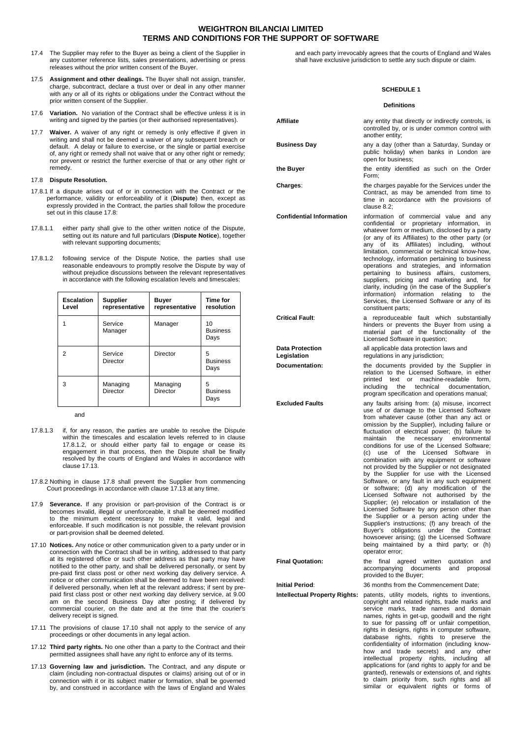17.4 The Supplier may refer to the Buyer as being a client of the Supplier in any customer reference lists, sales presentations, advertising or press releases without the prior written consent of the Buyer.

17.5 **Assignment and other dealings.** The Buyer shall not assign, transfer, charge, subcontract, declare a trust over or deal in any other manner with any or all of its rights or obligations under the Contract without the prior written consent of the Supplier.

17.6 **Variation.** No variation of the Contract shall be effective unless it is in writing and signed by the parties (or their authorised representatives).

17.7 **Waiver.** A waiver of any right or remedy is only effective if given in writing and shall not be deemed a waiver of any subsequent breach or default. A delay or failure to exercise, or the single or partial exercise of, any right or remedy shall not waive that or any other right or remedy; nor prevent or restrict the further exercise of that or any other right or remedy.

17.8 **Dispute Resolution.**

17.8.1 If a dispute arises out of or in connection with the Contract or the performance, validity or enforceability of it (**Dispute**) then, except as expressly provided in the Contract, the parties shall follow the procedure set out in this clause 17.8:

17.8.1.1 either party shall give to the other written notice of the Dispute, setting out its nature and full particulars (**Dispute Notice**), together with relevant supporting documents;

17.8.1.2 following service of the Dispute Notice, the parties shall use reasonable endeavours to promptly resolve the Dispute by way of without prejudice discussions between the relevant representatives in accordance with the following escalation levels and timescales:

| Escalation Level | Supplier representative | Buyer representative | Time for resolution |
|---|---|---|---|
| 1 | Service Manager | Manager | 10 Business Days |
| 2 | Service Director | Director | 5 Business Days |
| 3 | Managing Director | Managing Director | 5 Business Days |

and

17.8.1.3 if, for any reason, the parties are unable to resolve the Dispute within the timescales and escalation levels referred to in clause 17.8.1.2, or should either party fail to engage or cease its engagement in that process, then the Dispute shall be finally resolved by the courts of England and Wales in accordance with clause 17.13.

17.8.2 Nothing in clause 17.8 shall prevent the Supplier from commencing Court proceedings in accordance with clause 17.13 at any time.

17.9 **Severance.** If any provision or part-provision of the Contract is or becomes invalid, illegal or unenforceable, it shall be deemed modified to the minimum extent necessary to make it valid, legal and enforceable. If such modification is not possible, the relevant provision or part-provision shall be deemed deleted.

17.10 **Notices.** Any notice or other communication given to a party under or in connection with the Contract shall be in writing, addressed to that party at its registered office or such other address as that party may have notified to the other party, and shall be delivered personally, or sent by pre-paid first class post or other next working day delivery service. A notice or other communication shall be deemed to have been received: if delivered personally, when left at the relevant address; if sent by pre-paid first class post or other next working day delivery service, at 9.00 am on the second Business Day after posting; if delivered by commercial courier, on the date and at the time that the courier's delivery receipt is signed.

17.11 The provisions of clause 17.10 shall not apply to the service of any proceedings or other documents in any legal action.

17.12 **Third party rights.** No one other than a party to the Contract and their permitted assignees shall have any right to enforce any of its terms.

17.13 **Governing law and jurisdiction.** The Contract, and any dispute or claim (including non-contractual disputes or claims) arising out of or in connection with it or its subject matter or formation, shall be governed by, and construed in accordance with the laws of England and Wales and each party irrevocably agrees that the courts of England and Wales shall have exclusive jurisdiction to settle any such dispute or claim.

## SCHEDULE 1

### Definitions

| | |
|---|---|
| **Affiliate** | any entity that directly or indirectly controls, is controlled by, or is under common control with another entity; |
| **Business Day** | any a day (other than a Saturday, Sunday or public holiday) when banks in London are open for business; |
| **the Buyer** | the entity identified as such on the Order Form; |
| **Charges**: | the charges payable for the Services under the Contract, as may be amended from time to time in accordance with the provisions of clause 8.2; |
| **Confidential Information** | information of commercial value and any confidential or proprietary information, in whatever form or medium, disclosed by a party (or any of its Affiliates) to the other party (or any of its Affiliates) including, without limitation, commercial or technical know-how, technology, information pertaining to business operations and strategies, and information pertaining to business affairs, customers, suppliers, pricing and marketing and, for clarity, including (in the case of the Supplier's information) information relating to the Services, the Licensed Software or any of its constituent parts; |
| **Critical Fault**: | a reproduceable fault which substantially hinders or prevents the Buyer from using a material part of the functionality of the Licensed Software in question; |
| **Data Protection Legislation** | all applicable data protection laws and regulations in any jurisdiction; |
| **Documentation:** | the documents provided by the Supplier in relation to the Licensed Software, in either printed text or machine-readable form, including the technical documentation, program specification and operations manual; |
| **Excluded Faults** | any faults arising from: (a) misuse, incorrect use of or damage to the Licensed Software from whatever cause (other than any act or omission by the Supplier), including failure or fluctuation of electrical power; (b) failure to maintain the necessary environmental conditions for use of the Licensed Software; (c) use of the Licensed Software in combination with any equipment or software not provided by the Supplier or not designated by the Supplier for use with the Licensed Software, or any fault in any such equipment or software; (d) any modification of the Licensed Software not authorised by the Supplier; (e) relocation or installation of the Licensed Software by any person other than the Supplier or a person acting under the Supplier's instructions; (f) any breach of the Buyer's obligations under the Contract howsoever arising; (g) the Licensed Software being maintained by a third party; or (h) operator error; |
| **Final Quotation:** | the final agreed written quotation and accompanying documents and proposal provided to the Buyer; |
| **Initial Period**: | 36 months from the Commencement Date; |
| **Intellectual Property Rights:** | patents, utility models, rights to inventions, copyright and related rights, trade marks and service marks, trade names and domain names, rights in get-up, goodwill and the right to sue for passing off or unfair competition, rights in designs, rights in computer software, database rights, rights to preserve the confidentiality of information (including know-how and trade secrets) and any other intellectual property rights, including all applications for (and rights to apply for and be granted), renewals or extensions of, and rights to claim priority from, such rights and all similar or equivalent rights or forms of |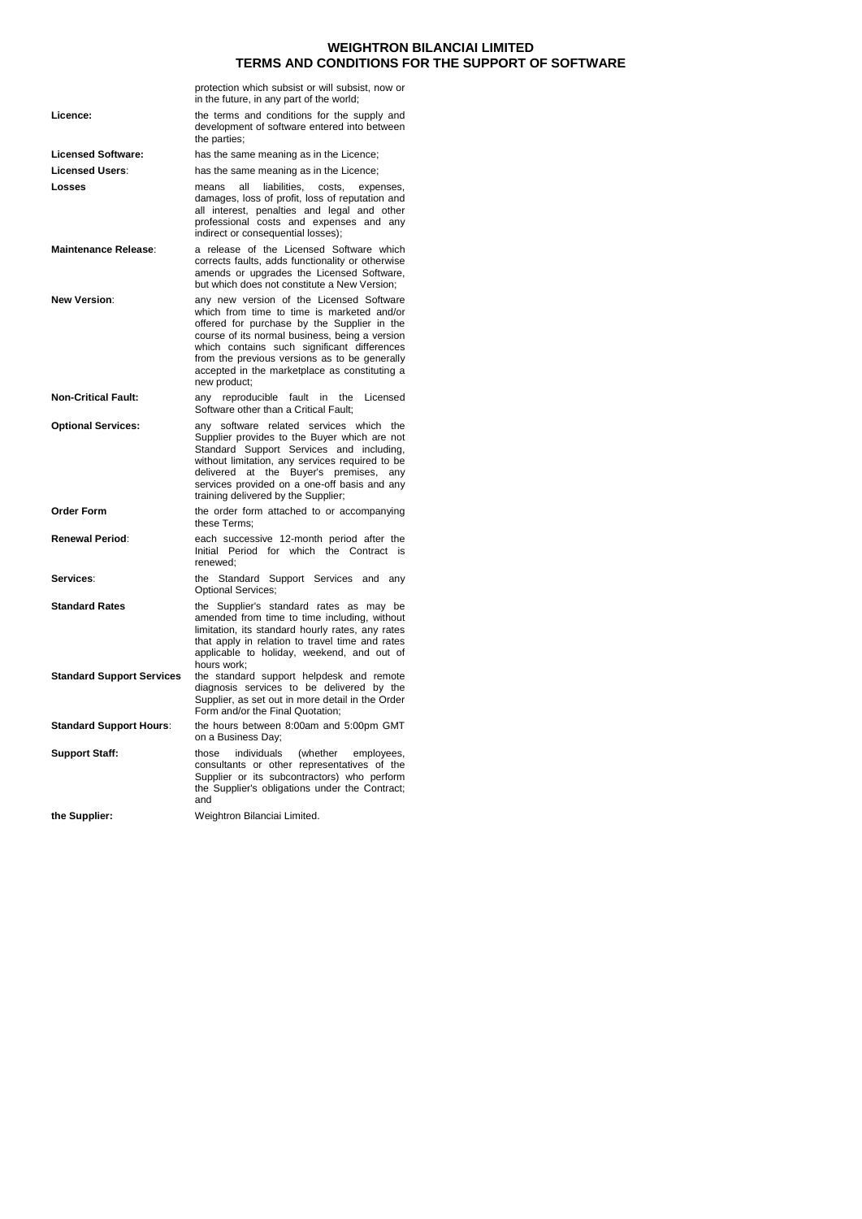# WEIGHTRON BILANCIAI LIMITED
## TERMS AND CONDITIONS FOR THE SUPPORT OF SOFTWARE

| | |
|---|---|
| | protection which subsist or will subsist, now or in the future, in any part of the world; |
| **Licence:** | the terms and conditions for the supply and development of software entered into between the parties; |
| **Licensed Software:** | has the same meaning as in the Licence; |
| **Licensed Users**: | has the same meaning as in the Licence; |
| **Losses** | means all liabilities, costs, expenses, damages, loss of profit, loss of reputation and all interest, penalties and legal and other professional costs and expenses and any indirect or consequential losses); |
| **Maintenance Release**: | a release of the Licensed Software which corrects faults, adds functionality or otherwise amends or upgrades the Licensed Software, but which does not constitute a New Version; |
| **New Version**: | any new version of the Licensed Software which from time to time is marketed and/or offered for purchase by the Supplier in the course of its normal business, being a version which contains such significant differences from the previous versions as to be generally accepted in the marketplace as constituting a new product; |
| **Non-Critical Fault:** | any reproducible fault in the Licensed Software other than a Critical Fault; |
| **Optional Services:** | any software related services which the Supplier provides to the Buyer which are not Standard Support Services and including, without limitation, any services required to be delivered at the Buyer's premises, any services provided on a one-off basis and any training delivered by the Supplier; |
| **Order Form** | the order form attached to or accompanying these Terms; |
| **Renewal Period**: | each successive 12-month period after the Initial Period for which the Contract is renewed; |
| **Services**: | the Standard Support Services and any Optional Services; |
| **Standard Rates** | the Supplier's standard rates as may be amended from time to time including, without limitation, its standard hourly rates, any rates that apply in relation to travel time and rates applicable to holiday, weekend, and out of hours work; |
| **Standard Support Services** | the standard support helpdesk and remote diagnosis services to be delivered by the Supplier, as set out in more detail in the Order Form and/or the Final Quotation; |
| **Standard Support Hours**: | the hours between 8:00am and 5:00pm GMT on a Business Day; |
| **Support Staff:** | those individuals (whether employees, consultants or other representatives of the Supplier or its subcontractors) who perform the Supplier's obligations under the Contract; and |
| **the Supplier:** | Weightron Bilanciai Limited. |